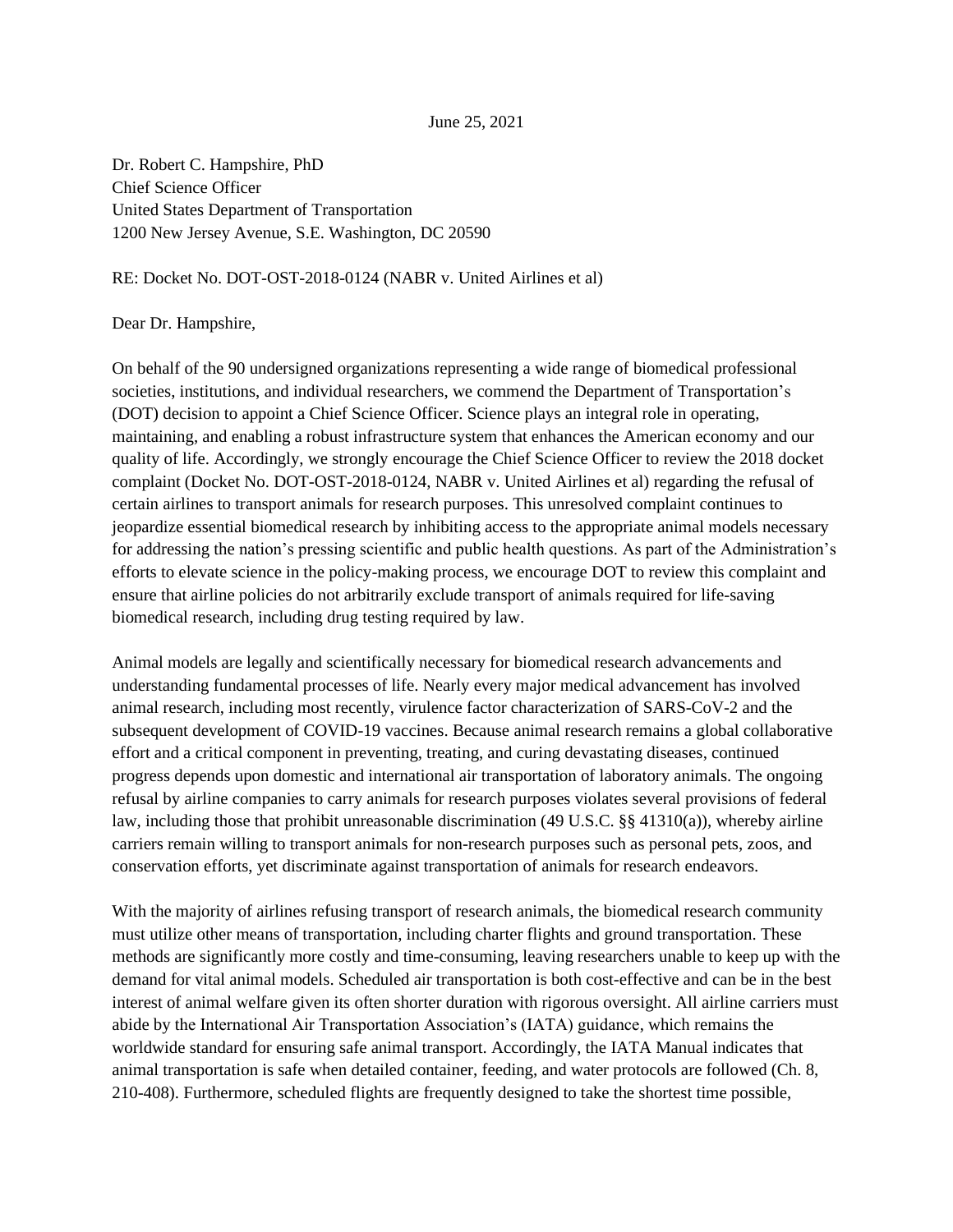June 25, 2021

Dr. Robert C. Hampshire, PhD
Chief Science Officer
United States Department of Transportation
1200 New Jersey Avenue, S.E. Washington, DC 20590

RE: Docket No. DOT-OST-2018-0124 (NABR v. United Airlines et al)

Dear Dr. Hampshire,

On behalf of the 90 undersigned organizations representing a wide range of biomedical professional societies, institutions, and individual researchers, we commend the Department of Transportation's (DOT) decision to appoint a Chief Science Officer. Science plays an integral role in operating, maintaining, and enabling a robust infrastructure system that enhances the American economy and our quality of life. Accordingly, we strongly encourage the Chief Science Officer to review the 2018 docket complaint (Docket No. DOT-OST-2018-0124, NABR v. United Airlines et al) regarding the refusal of certain airlines to transport animals for research purposes. This unresolved complaint continues to jeopardize essential biomedical research by inhibiting access to the appropriate animal models necessary for addressing the nation's pressing scientific and public health questions. As part of the Administration's efforts to elevate science in the policy-making process, we encourage DOT to review this complaint and ensure that airline policies do not arbitrarily exclude transport of animals required for life-saving biomedical research, including drug testing required by law.

Animal models are legally and scientifically necessary for biomedical research advancements and understanding fundamental processes of life. Nearly every major medical advancement has involved animal research, including most recently, virulence factor characterization of SARS-CoV-2 and the subsequent development of COVID-19 vaccines. Because animal research remains a global collaborative effort and a critical component in preventing, treating, and curing devastating diseases, continued progress depends upon domestic and international air transportation of laboratory animals. The ongoing refusal by airline companies to carry animals for research purposes violates several provisions of federal law, including those that prohibit unreasonable discrimination (49 U.S.C. §§ 41310(a)), whereby airline carriers remain willing to transport animals for non-research purposes such as personal pets, zoos, and conservation efforts, yet discriminate against transportation of animals for research endeavors.

With the majority of airlines refusing transport of research animals, the biomedical research community must utilize other means of transportation, including charter flights and ground transportation. These methods are significantly more costly and time-consuming, leaving researchers unable to keep up with the demand for vital animal models. Scheduled air transportation is both cost-effective and can be in the best interest of animal welfare given its often shorter duration with rigorous oversight. All airline carriers must abide by the International Air Transportation Association's (IATA) guidance, which remains the worldwide standard for ensuring safe animal transport. Accordingly, the IATA Manual indicates that animal transportation is safe when detailed container, feeding, and water protocols are followed (Ch. 8, 210-408). Furthermore, scheduled flights are frequently designed to take the shortest time possible,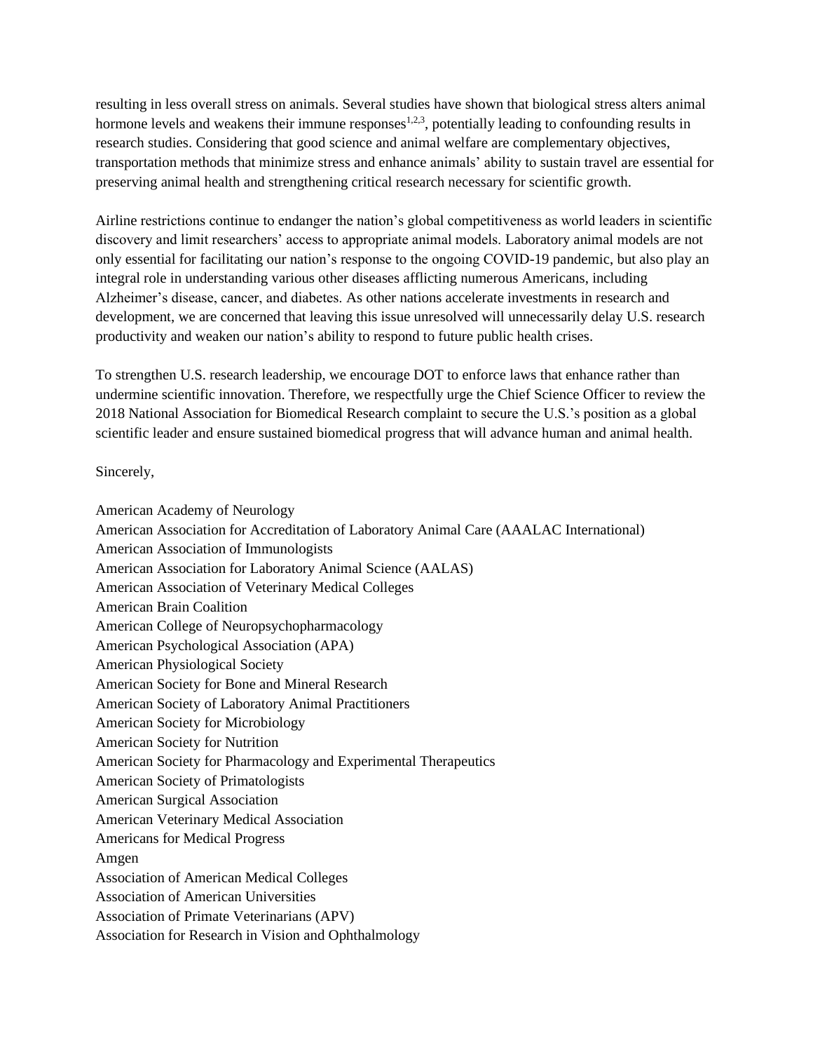resulting in less overall stress on animals. Several studies have shown that biological stress alters animal hormone levels and weakens their immune responses[1,2,3], potentially leading to confounding results in research studies. Considering that good science and animal welfare are complementary objectives, transportation methods that minimize stress and enhance animals' ability to sustain travel are essential for preserving animal health and strengthening critical research necessary for scientific growth.

Airline restrictions continue to endanger the nation's global competitiveness as world leaders in scientific discovery and limit researchers' access to appropriate animal models. Laboratory animal models are not only essential for facilitating our nation's response to the ongoing COVID-19 pandemic, but also play an integral role in understanding various other diseases afflicting numerous Americans, including Alzheimer's disease, cancer, and diabetes. As other nations accelerate investments in research and development, we are concerned that leaving this issue unresolved will unnecessarily delay U.S. research productivity and weaken our nation's ability to respond to future public health crises.

To strengthen U.S. research leadership, we encourage DOT to enforce laws that enhance rather than undermine scientific innovation. Therefore, we respectfully urge the Chief Science Officer to review the 2018 National Association for Biomedical Research complaint to secure the U.S.'s position as a global scientific leader and ensure sustained biomedical progress that will advance human and animal health.

Sincerely,

American Academy of Neurology
American Association for Accreditation of Laboratory Animal Care (AAALAC International)
American Association of Immunologists
American Association for Laboratory Animal Science (AALAS)
American Association of Veterinary Medical Colleges
American Brain Coalition
American College of Neuropsychopharmacology
American Psychological Association (APA)
American Physiological Society
American Society for Bone and Mineral Research
American Society of Laboratory Animal Practitioners
American Society for Microbiology
American Society for Nutrition
American Society for Pharmacology and Experimental Therapeutics
American Society of Primatologists
American Surgical Association
American Veterinary Medical Association
Americans for Medical Progress
Amgen
Association of American Medical Colleges
Association of American Universities
Association of Primate Veterinarians (APV)
Association for Research in Vision and Ophthalmology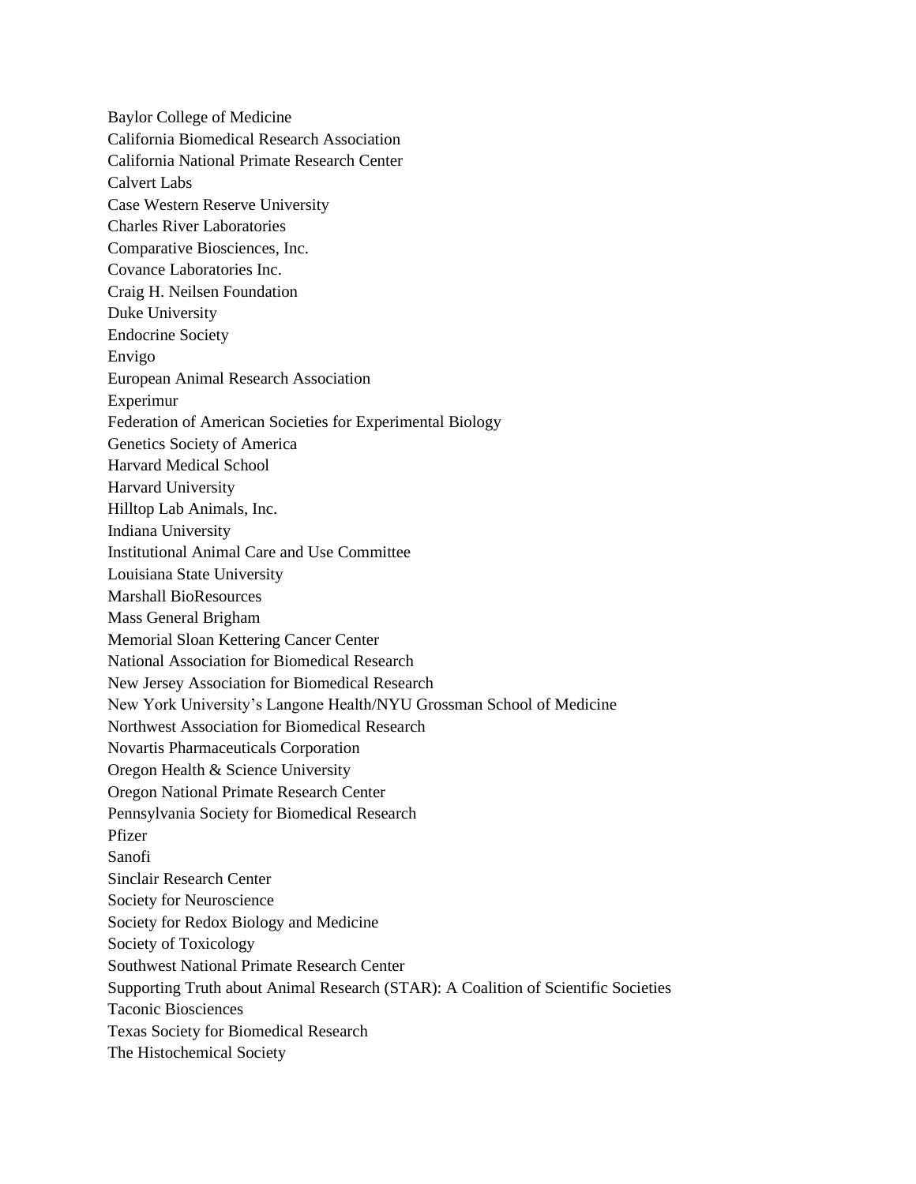Baylor College of Medicine
California Biomedical Research Association
California National Primate Research Center
Calvert Labs
Case Western Reserve University
Charles River Laboratories
Comparative Biosciences, Inc.
Covance Laboratories Inc.
Craig H. Neilsen Foundation
Duke University
Endocrine Society
Envigo
European Animal Research Association
Experimur
Federation of American Societies for Experimental Biology
Genetics Society of America
Harvard Medical School
Harvard University
Hilltop Lab Animals, Inc.
Indiana University
Institutional Animal Care and Use Committee
Louisiana State University
Marshall BioResources
Mass General Brigham
Memorial Sloan Kettering Cancer Center
National Association for Biomedical Research
New Jersey Association for Biomedical Research
New York University's Langone Health/NYU Grossman School of Medicine
Northwest Association for Biomedical Research
Novartis Pharmaceuticals Corporation
Oregon Health & Science University
Oregon National Primate Research Center
Pennsylvania Society for Biomedical Research
Pfizer
Sanofi
Sinclair Research Center
Society for Neuroscience
Society for Redox Biology and Medicine
Society of Toxicology
Southwest National Primate Research Center
Supporting Truth about Animal Research (STAR): A Coalition of Scientific Societies
Taconic Biosciences
Texas Society for Biomedical Research
The Histochemical Society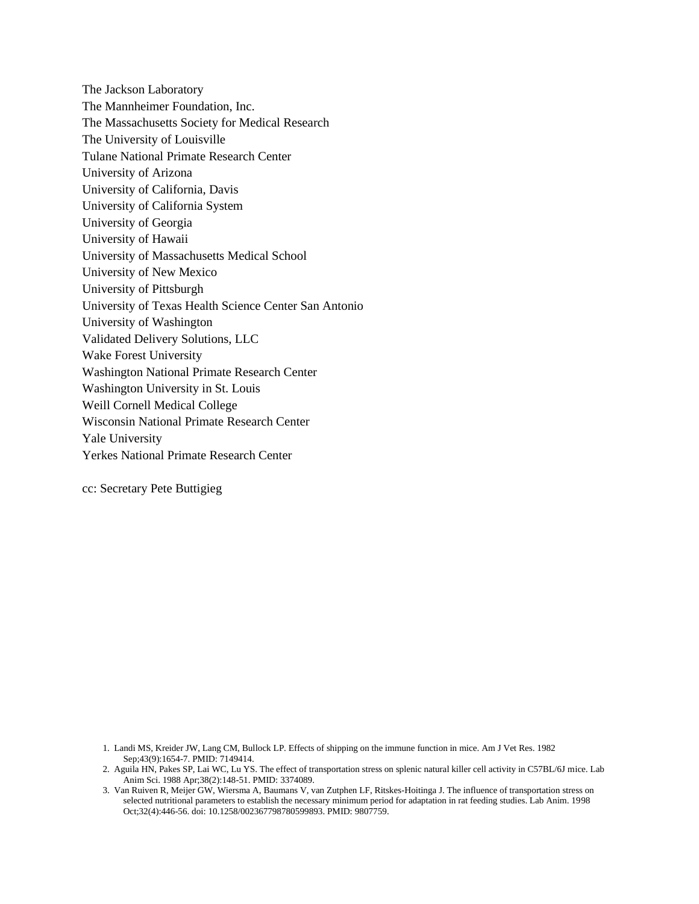The Jackson Laboratory
The Mannheimer Foundation, Inc.
The Massachusetts Society for Medical Research
The University of Louisville
Tulane National Primate Research Center
University of Arizona
University of California, Davis
University of California System
University of Georgia
University of Hawaii
University of Massachusetts Medical School
University of New Mexico
University of Pittsburgh
University of Texas Health Science Center San Antonio
University of Washington
Validated Delivery Solutions, LLC
Wake Forest University
Washington National Primate Research Center
Washington University in St. Louis
Weill Cornell Medical College
Wisconsin National Primate Research Center
Yale University
Yerkes National Primate Research Center

cc: Secretary Pete Buttigieg

1. Landi MS, Kreider JW, Lang CM, Bullock LP. Effects of shipping on the immune function in mice. Am J Vet Res. 1982 Sep;43(9):1654-7. PMID: 7149414.
2. Aguila HN, Pakes SP, Lai WC, Lu YS. The effect of transportation stress on splenic natural killer cell activity in C57BL/6J mice. Lab Anim Sci. 1988 Apr;38(2):148-51. PMID: 3374089.
3. Van Ruiven R, Meijer GW, Wiersma A, Baumans V, van Zutphen LF, Ritskes-Hoitinga J. The influence of transportation stress on selected nutritional parameters to establish the necessary minimum period for adaptation in rat feeding studies. Lab Anim. 1998 Oct;32(4):446-56. doi: 10.1258/002367798780599893. PMID: 9807759.